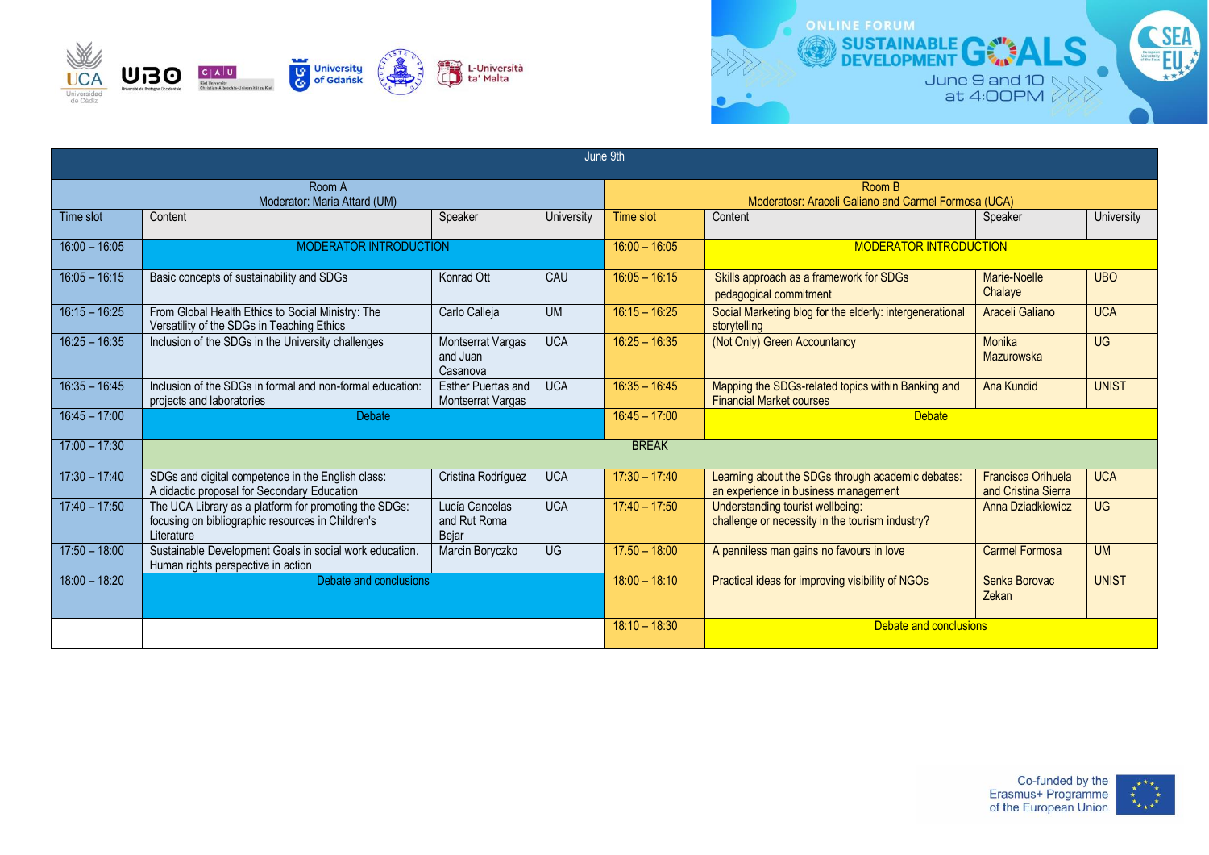ONLINE FORUM

# SUSTAINABLE DEVELOPMENT GOALS

June 9 and 10 at 4:00PM

| June 9th | | | | | | | |
|---|---|---|---|---|---|---|---|
| Room A<br>Moderator: Maria Attard (UM) | | | | Room B<br>Moderatosr: Araceli Galiano and Carmel Formosa (UCA) | | | |
| Time slot | Content | Speaker | University | Time slot | Content | Speaker | University |
| 16:00 – 16:05 | MODERATOR INTRODUCTION | | | 16:00 – 16:05 | MODERATOR INTRODUCTION | | |
| 16:05 – 16:15 | Basic concepts of sustainability and SDGs | Konrad Ott | CAU | 16:05 – 16:15 | Skills approach as a framework for SDGs pedagogical commitment | Marie-Noelle Chalaye | UBO |
| 16:15 – 16:25 | From Global Health Ethics to Social Ministry: The Versatility of the SDGs in Teaching Ethics | Carlo Calleja | UM | 16:15 – 16:25 | Social Marketing blog for the elderly: intergenerational storytelling | Araceli Galiano | UCA |
| 16:25 – 16:35 | Inclusion of the SDGs in the University challenges | Montserrat Vargas and Juan Casanova | UCA | 16:25 – 16:35 | (Not Only) Green Accountancy | Monika Mazurowska | UG |
| 16:35 – 16:45 | Inclusion of the SDGs in formal and non-formal education: projects and laboratories | Esther Puertas and Montserrat Vargas | UCA | 16:35 – 16:45 | Mapping the SDGs-related topics within Banking and Financial Market courses | Ana Kundid | UNIST |
| 16:45 – 17:00 | Debate | | | 16:45 – 17:00 | Debate | | |
| 17:00 – 17:30 | BREAK | | | | | | |
| 17:30 – 17:40 | SDGs and digital competence in the English class: A didactic proposal for Secondary Education | Cristina Rodríguez | UCA | 17:30 – 17:40 | Learning about the SDGs through academic debates: an experience in business management | Francisca Orihuela and Cristina Sierra | UCA |
| 17:40 – 17:50 | The UCA Library as a platform for promoting the SDGs: focusing on bibliographic resources in Children's Literature | Lucía Cancelas and Rut Roma Bejar | UCA | 17:40 – 17:50 | Understanding tourist wellbeing: challenge or necessity in the tourism industry? | Anna Dziadkiewicz | UG |
| 17:50 – 18:00 | Sustainable Development Goals in social work education. Human rights perspective in action | Marcin Boryczko | UG | 17.50 – 18:00 | A penniless man gains no favours in love | Carmel Formosa | UM |
| 18:00 – 18:20 | Debate and conclusions | | | 18:00 – 18:10 | Practical ideas for improving visibility of NGOs | Senka Borovac Zekan | UNIST |
| | | | | 18:10 – 18:30 | Debate and conclusions | | |

Co-funded by the Erasmus+ Programme of the European Union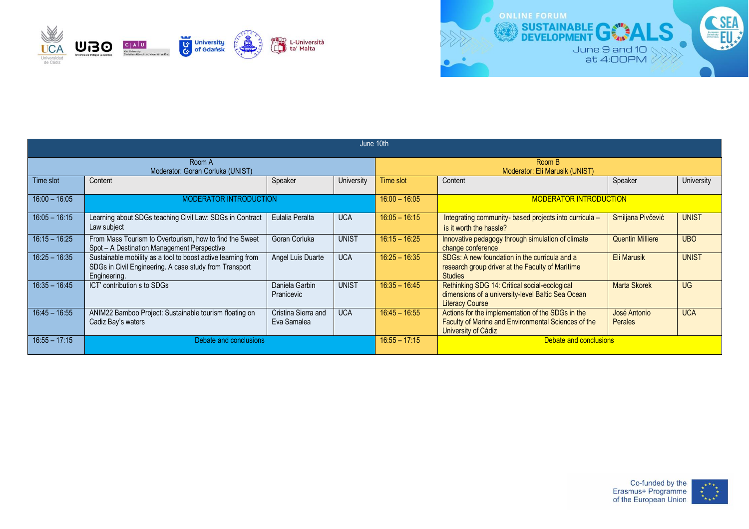ONLINE FORUM
SUSTAINABLE DEVELOPMENT GOALS
June 9 and 10 at 4:00PM

| June 10th | | | | | | | |
|---|---|---|---|---|---|---|---|
| Room A Moderator: Goran Corluka (UNIST) | | | | Room B Moderator: Eli Marusik (UNIST) | | | |
| Time slot | Content | Speaker | University | Time slot | Content | Speaker | University |
| 16:00 – 16:05 | MODERATOR INTRODUCTION | | | 16:00 – 16:05 | MODERATOR INTRODUCTION | | |
| 16:05 – 16:15 | Learning about SDGs teaching Civil Law: SDGs in Contract Law subject | Eulalia Peralta | UCA | 16:05 – 16:15 | Integrating community- based projects into curricula – is it worth the hassle? | Smiljana Pivčević | UNIST |
| 16:15 – 16:25 | From Mass Tourism to Overtourism, how to find the Sweet Spot – A Destination Management Perspective | Goran Corluka | UNIST | 16:15 – 16:25 | Innovative pedagogy through simulation of climate change conference | Quentin Milliere | UBO |
| 16:25 – 16:35 | Sustainable mobility as a tool to boost active learning from SDGs in Civil Engineering. A case study from Transport Engineering. | Angel Luis Duarte | UCA | 16:25 – 16:35 | SDGs: A new foundation in the curricula and a research group driver at the Faculty of Maritime Studies | Eli Marusik | UNIST |
| 16:35 – 16:45 | ICT' contribution s to SDGs | Daniela Garbin Pranicevic | UNIST | 16:35 – 16:45 | Rethinking SDG 14: Critical social-ecological dimensions of a university-level Baltic Sea Ocean Literacy Course | Marta Skorek | UG |
| 16:45 – 16:55 | ANIM22 Bamboo Project: Sustainable tourism floating on Cadiz Bay's waters | Cristina Sierra and Eva Samalea | UCA | 16:45 – 16:55 | Actions for the implementation of the SDGs in the Faculty of Marine and Environmental Sciences of the University of Cádiz | José Antonio Perales | UCA |
| 16:55 – 17:15 | Debate and conclusions | | | 16:55 – 17:15 | Debate and conclusions | | |

Co-funded by the Erasmus+ Programme of the European Union